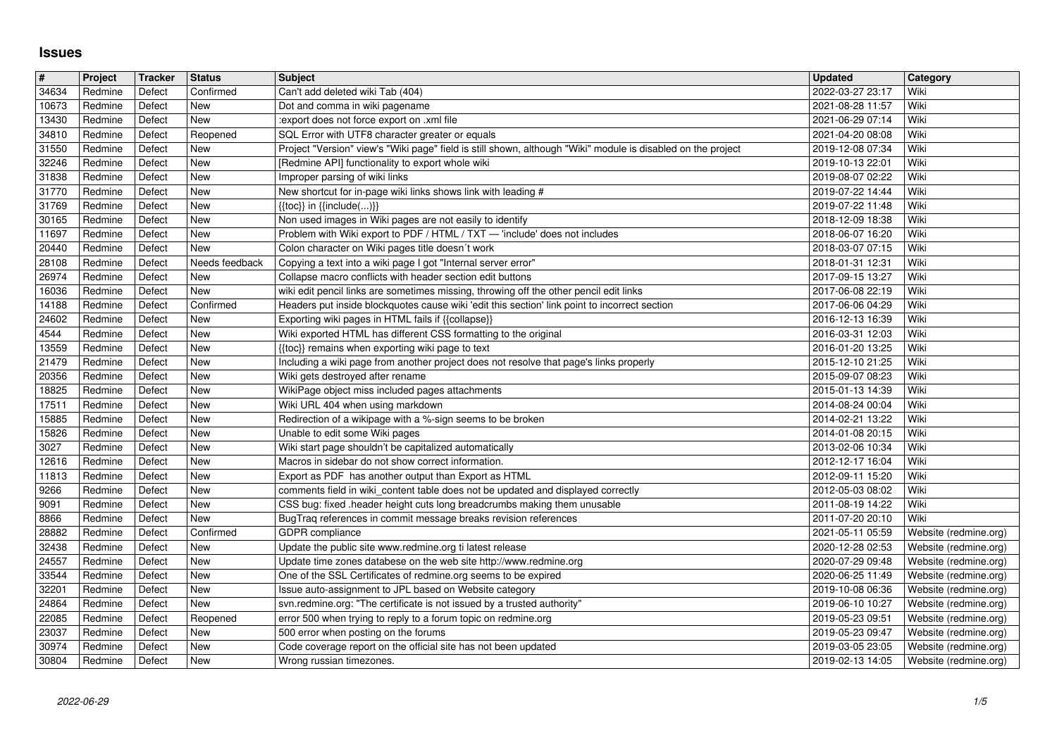# Issues

| # | Project | Tracker | Status | Subject | Updated | Category |
|---|---|---|---|---|---|---|
| 34634 | Redmine | Defect | Confirmed | Can't add deleted wiki Tab (404) | 2022-03-27 23:17 | Wiki |
| 10673 | Redmine | Defect | New | Dot and comma in wiki pagename | 2021-08-28 11:57 | Wiki |
| 13430 | Redmine | Defect | New | :export does not force export on .xml file | 2021-06-29 07:14 | Wiki |
| 34810 | Redmine | Defect | Reopened | SQL Error with UTF8 character greater or equals | 2021-04-20 08:08 | Wiki |
| 31550 | Redmine | Defect | New | Project "Version" view's "Wiki page" field is still shown, although "Wiki" module is disabled on the project | 2019-12-08 07:34 | Wiki |
| 32246 | Redmine | Defect | New | [Redmine API] functionality to export whole wiki | 2019-10-13 22:01 | Wiki |
| 31838 | Redmine | Defect | New | Improper parsing of wiki links | 2019-08-07 02:22 | Wiki |
| 31770 | Redmine | Defect | New | New shortcut for in-page wiki links shows link with leading # | 2019-07-22 14:44 | Wiki |
| 31769 | Redmine | Defect | New | {{toc}} in {{include(...)}} | 2019-07-22 11:48 | Wiki |
| 30165 | Redmine | Defect | New | Non used images in Wiki pages are not easily to identify | 2018-12-09 18:38 | Wiki |
| 11697 | Redmine | Defect | New | Problem with Wiki export to PDF / HTML / TXT — 'include' does not includes | 2018-06-07 16:20 | Wiki |
| 20440 | Redmine | Defect | New | Colon character on Wiki pages title doesn´t work | 2018-03-07 07:15 | Wiki |
| 28108 | Redmine | Defect | Needs feedback | Copying a text into a wiki page I got "Internal server error" | 2018-01-31 12:31 | Wiki |
| 26974 | Redmine | Defect | New | Collapse macro conflicts with header section edit buttons | 2017-09-15 13:27 | Wiki |
| 16036 | Redmine | Defect | New | wiki edit pencil links are sometimes missing, throwing off the other pencil edit links | 2017-06-08 22:19 | Wiki |
| 14188 | Redmine | Defect | Confirmed | Headers put inside blockquotes cause wiki 'edit this section' link point to incorrect section | 2017-06-06 04:29 | Wiki |
| 24602 | Redmine | Defect | New | Exporting wiki pages in HTML fails if {{collapse}} | 2016-12-13 16:39 | Wiki |
| 4544 | Redmine | Defect | New | Wiki exported HTML has different CSS formatting to the original | 2016-03-31 12:03 | Wiki |
| 13559 | Redmine | Defect | New | {{toc}} remains when exporting wiki page to text | 2016-01-20 13:25 | Wiki |
| 21479 | Redmine | Defect | New | Including a wiki page from another project does not resolve that page's links properly | 2015-12-10 21:25 | Wiki |
| 20356 | Redmine | Defect | New | Wiki gets destroyed after rename | 2015-09-07 08:23 | Wiki |
| 18825 | Redmine | Defect | New | WikiPage object miss included pages attachments | 2015-01-13 14:39 | Wiki |
| 17511 | Redmine | Defect | New | Wiki URL 404 when using markdown | 2014-08-24 00:04 | Wiki |
| 15885 | Redmine | Defect | New | Redirection of a wikipage with a %-sign seems to be broken | 2014-02-21 13:22 | Wiki |
| 15826 | Redmine | Defect | New | Unable to edit some Wiki pages | 2014-01-08 20:15 | Wiki |
| 3027 | Redmine | Defect | New | Wiki start page shouldn't be capitalized automatically | 2013-02-06 10:34 | Wiki |
| 12616 | Redmine | Defect | New | Macros in sidebar do not show correct information. | 2012-12-17 16:04 | Wiki |
| 11813 | Redmine | Defect | New | Export as PDF has another output than Export as HTML | 2012-09-11 15:20 | Wiki |
| 9266 | Redmine | Defect | New | comments field in wiki_content table does not be updated and displayed correctly | 2012-05-03 08:02 | Wiki |
| 9091 | Redmine | Defect | New | CSS bug: fixed .header height cuts long breadcrumbs making them unusable | 2011-08-19 14:22 | Wiki |
| 8866 | Redmine | Defect | New | BugTraq references in commit message breaks revision references | 2011-07-20 20:10 | Wiki |
| 28882 | Redmine | Defect | Confirmed | GDPR compliance | 2021-05-11 05:59 | Website (redmine.org) |
| 32438 | Redmine | Defect | New | Update the public site www.redmine.org ti latest release | 2020-12-28 02:53 | Website (redmine.org) |
| 24557 | Redmine | Defect | New | Update time zones databese on the web site http://www.redmine.org | 2020-07-29 09:48 | Website (redmine.org) |
| 33544 | Redmine | Defect | New | One of the SSL Certificates of redmine.org seems to be expired | 2020-06-25 11:49 | Website (redmine.org) |
| 32201 | Redmine | Defect | New | Issue auto-assignment to JPL based on Website category | 2019-10-08 06:36 | Website (redmine.org) |
| 24864 | Redmine | Defect | New | svn.redmine.org: "The certificate is not issued by a trusted authority" | 2019-06-10 10:27 | Website (redmine.org) |
| 22085 | Redmine | Defect | Reopened | error 500 when trying to reply to a forum topic on redmine.org | 2019-05-23 09:51 | Website (redmine.org) |
| 23037 | Redmine | Defect | New | 500 error when posting on the forums | 2019-05-23 09:47 | Website (redmine.org) |
| 30974 | Redmine | Defect | New | Code coverage report on the official site has not been updated | 2019-03-05 23:05 | Website (redmine.org) |
| 30804 | Redmine | Defect | New | Wrong russian timezones. | 2019-02-13 14:05 | Website (redmine.org) |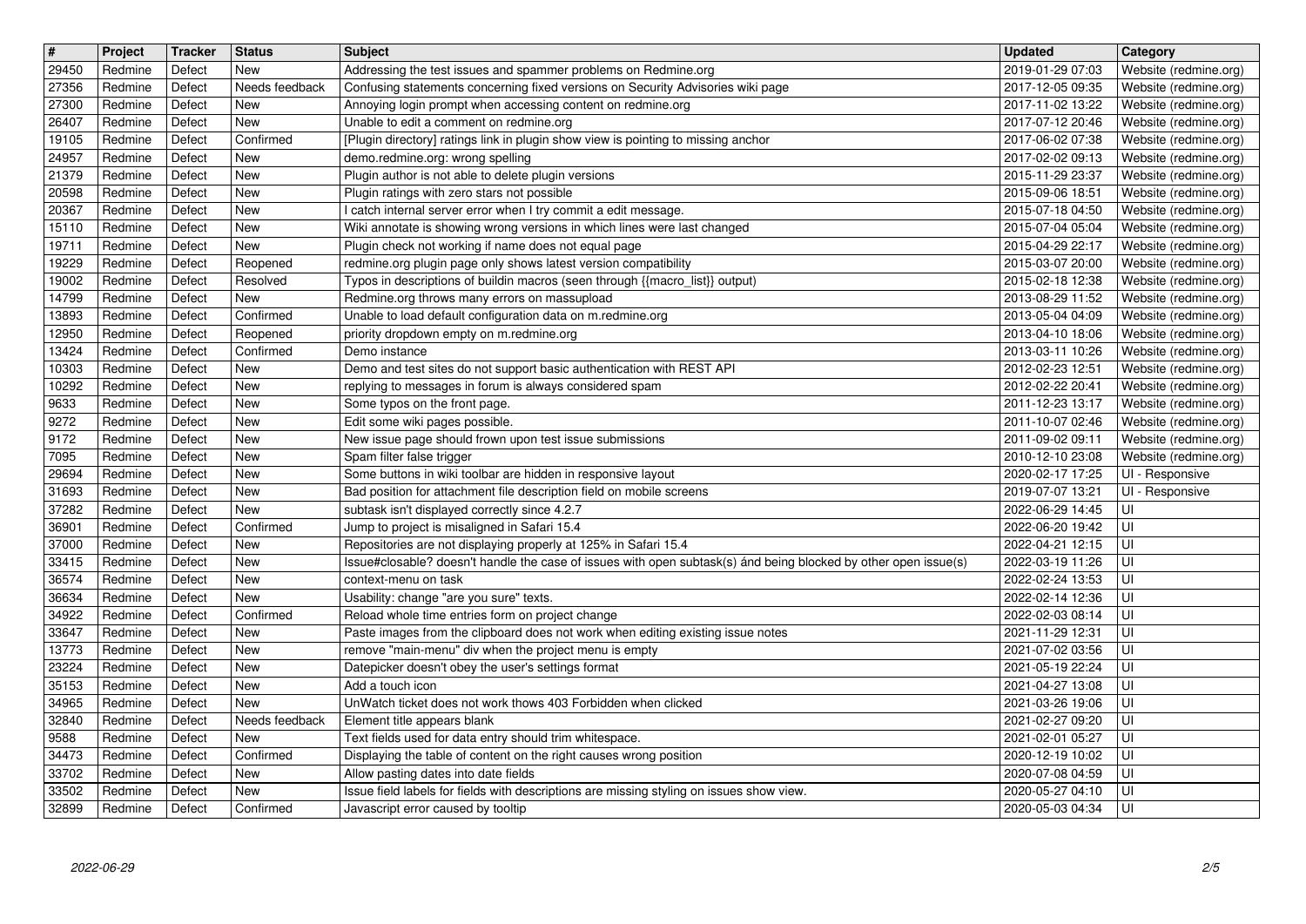| # | Project | Tracker | Status | Subject | Updated | Category |
|---|---|---|---|---|---|---|
| 29450 | Redmine | Defect | New | Addressing the test issues and spammer problems on Redmine.org | 2019-01-29 07:03 | Website (redmine.org) |
| 27356 | Redmine | Defect | Needs feedback | Confusing statements concerning fixed versions on Security Advisories wiki page | 2017-12-05 09:35 | Website (redmine.org) |
| 27300 | Redmine | Defect | New | Annoying login prompt when accessing content on redmine.org | 2017-11-02 13:22 | Website (redmine.org) |
| 26407 | Redmine | Defect | New | Unable to edit a comment on redmine.org | 2017-07-12 20:46 | Website (redmine.org) |
| 19105 | Redmine | Defect | Confirmed | [Plugin directory] ratings link in plugin show view is pointing to missing anchor | 2017-06-02 07:38 | Website (redmine.org) |
| 24957 | Redmine | Defect | New | demo.redmine.org: wrong spelling | 2017-02-02 09:13 | Website (redmine.org) |
| 21379 | Redmine | Defect | New | Plugin author is not able to delete plugin versions | 2015-11-29 23:37 | Website (redmine.org) |
| 20598 | Redmine | Defect | New | Plugin ratings with zero stars not possible | 2015-09-06 18:51 | Website (redmine.org) |
| 20367 | Redmine | Defect | New | I catch internal server error when I try commit a edit message. | 2015-07-18 04:50 | Website (redmine.org) |
| 15110 | Redmine | Defect | New | Wiki annotate is showing wrong versions in which lines were last changed | 2015-07-04 05:04 | Website (redmine.org) |
| 19711 | Redmine | Defect | New | Plugin check not working if name does not equal page | 2015-04-29 22:17 | Website (redmine.org) |
| 19229 | Redmine | Defect | Reopened | redmine.org plugin page only shows latest version compatibility | 2015-03-07 20:00 | Website (redmine.org) |
| 19002 | Redmine | Defect | Resolved | Typos in descriptions of buildin macros (seen through {{macro_list}} output) | 2015-02-18 12:38 | Website (redmine.org) |
| 14799 | Redmine | Defect | New | Redmine.org throws many errors on massupload | 2013-08-29 11:52 | Website (redmine.org) |
| 13893 | Redmine | Defect | Confirmed | Unable to load default configuration data on m.redmine.org | 2013-05-04 04:09 | Website (redmine.org) |
| 12950 | Redmine | Defect | Reopened | priority dropdown empty on m.redmine.org | 2013-04-10 18:06 | Website (redmine.org) |
| 13424 | Redmine | Defect | Confirmed | Demo instance | 2013-03-11 10:26 | Website (redmine.org) |
| 10303 | Redmine | Defect | New | Demo and test sites do not support basic authentication with REST API | 2012-02-23 12:51 | Website (redmine.org) |
| 10292 | Redmine | Defect | New | replying to messages in forum is always considered spam | 2012-02-22 20:41 | Website (redmine.org) |
| 9633 | Redmine | Defect | New | Some typos on the front page. | 2011-12-23 13:17 | Website (redmine.org) |
| 9272 | Redmine | Defect | New | Edit some wiki pages possible. | 2011-10-07 02:46 | Website (redmine.org) |
| 9172 | Redmine | Defect | New | New issue page should frown upon test issue submissions | 2011-09-02 09:11 | Website (redmine.org) |
| 7095 | Redmine | Defect | New | Spam filter false trigger | 2010-12-10 23:08 | Website (redmine.org) |
| 29694 | Redmine | Defect | New | Some buttons in wiki toolbar are hidden in responsive layout | 2020-02-17 17:25 | UI - Responsive |
| 31693 | Redmine | Defect | New | Bad position for attachment file description field on mobile screens | 2019-07-07 13:21 | UI - Responsive |
| 37282 | Redmine | Defect | New | subtask isn't displayed correctly since 4.2.7 | 2022-06-29 14:45 | UI |
| 36901 | Redmine | Defect | Confirmed | Jump to project is misaligned in Safari 15.4 | 2022-06-20 19:42 | UI |
| 37000 | Redmine | Defect | New | Repositories are not displaying properly at 125% in Safari 15.4 | 2022-04-21 12:15 | UI |
| 33415 | Redmine | Defect | New | Issue#closable? doesn't handle the case of issues with open subtask(s) ánd being blocked by other open issue(s) | 2022-03-19 11:26 | UI |
| 36574 | Redmine | Defect | New | context-menu on task | 2022-02-24 13:53 | UI |
| 36634 | Redmine | Defect | New | Usability: change "are you sure" texts. | 2022-02-14 12:36 | UI |
| 34922 | Redmine | Defect | Confirmed | Reload whole time entries form on project change | 2022-02-03 08:14 | UI |
| 33647 | Redmine | Defect | New | Paste images from the clipboard does not work when editing existing issue notes | 2021-11-29 12:31 | UI |
| 13773 | Redmine | Defect | New | remove "main-menu" div when the project menu is empty | 2021-07-02 03:56 | UI |
| 23224 | Redmine | Defect | New | Datepicker doesn't obey the user's settings format | 2021-05-19 22:24 | UI |
| 35153 | Redmine | Defect | New | Add a touch icon | 2021-04-27 13:08 | UI |
| 34965 | Redmine | Defect | New | UnWatch ticket does not work thows 403 Forbidden when clicked | 2021-03-26 19:06 | UI |
| 32840 | Redmine | Defect | Needs feedback | Element title appears blank | 2021-02-27 09:20 | UI |
| 9588 | Redmine | Defect | New | Text fields used for data entry should trim whitespace. | 2021-02-01 05:27 | UI |
| 34473 | Redmine | Defect | Confirmed | Displaying the table of content on the right causes wrong position | 2020-12-19 10:02 | UI |
| 33702 | Redmine | Defect | New | Allow pasting dates into date fields | 2020-07-08 04:59 | UI |
| 33502 | Redmine | Defect | New | Issue field labels for fields with descriptions are missing styling on issues show view. | 2020-05-27 04:10 | UI |
| 32899 | Redmine | Defect | Confirmed | Javascript error caused by tooltip | 2020-05-03 04:34 | UI |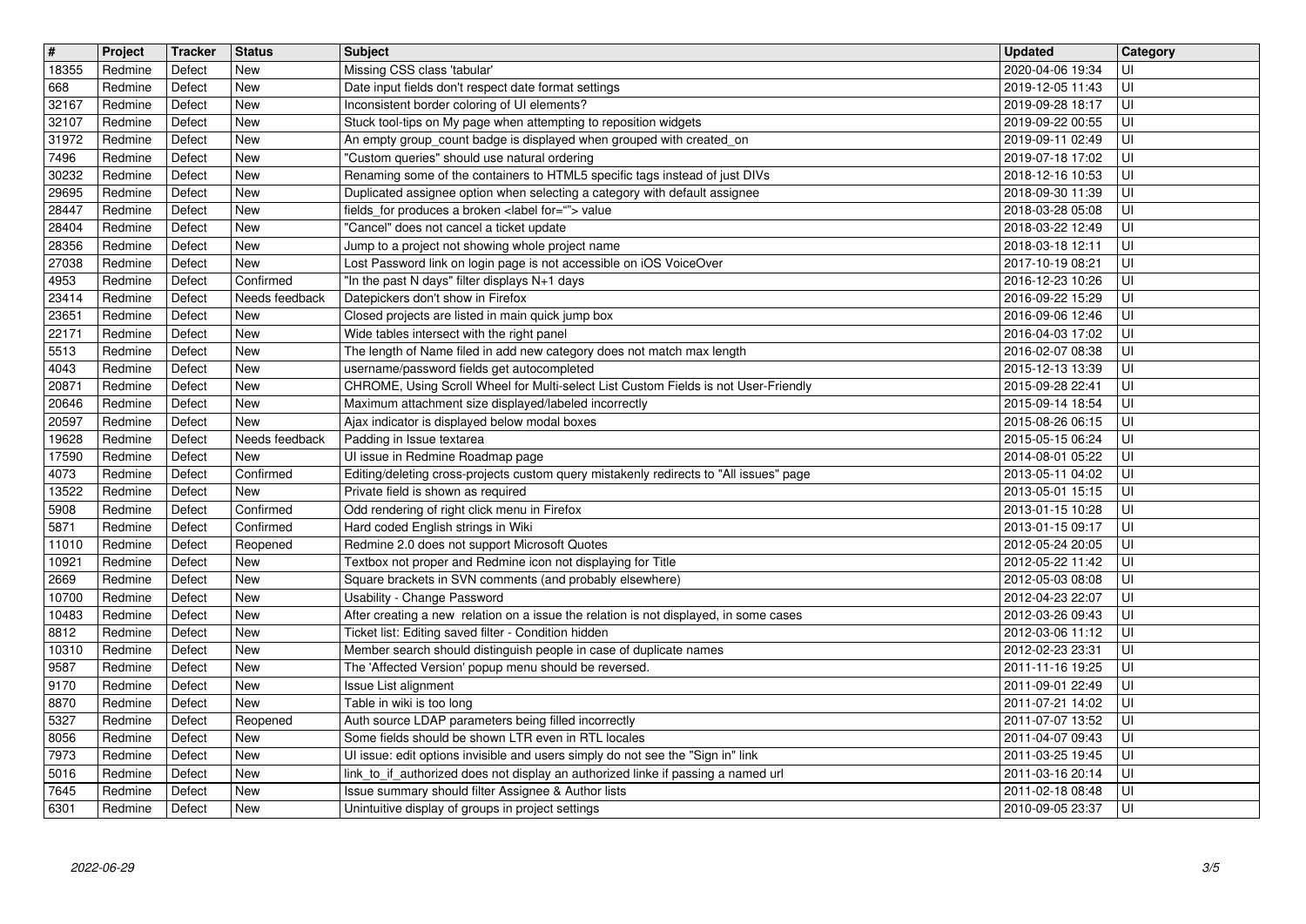| # | Project | Tracker | Status | Subject | Updated | Category |
|---|---|---|---|---|---|---|
| 18355 | Redmine | Defect | New | Missing CSS class 'tabular' | 2020-04-06 19:34 | UI |
| 668 | Redmine | Defect | New | Date input fields don't respect date format settings | 2019-12-05 11:43 | UI |
| 32167 | Redmine | Defect | New | Inconsistent border coloring of UI elements? | 2019-09-28 18:17 | UI |
| 32107 | Redmine | Defect | New | Stuck tool-tips on My page when attempting to reposition widgets | 2019-09-22 00:55 | UI |
| 31972 | Redmine | Defect | New | An empty group_count badge is displayed when grouped with created_on | 2019-09-11 02:49 | UI |
| 7496 | Redmine | Defect | New | "Custom queries" should use natural ordering | 2019-07-18 17:02 | UI |
| 30232 | Redmine | Defect | New | Renaming some of the containers to HTML5 specific tags instead of just DIVs | 2018-12-16 10:53 | UI |
| 29695 | Redmine | Defect | New | Duplicated assignee option when selecting a category with default assignee | 2018-09-30 11:39 | UI |
| 28447 | Redmine | Defect | New | fields_for produces a broken <label for=""> value | 2018-03-28 05:08 | UI |
| 28404 | Redmine | Defect | New | "Cancel" does not cancel a ticket update | 2018-03-22 12:49 | UI |
| 28356 | Redmine | Defect | New | Jump to a project not showing whole project name | 2018-03-18 12:11 | UI |
| 27038 | Redmine | Defect | New | Lost Password link on login page is not accessible on iOS VoiceOver | 2017-10-19 08:21 | UI |
| 4953 | Redmine | Defect | Confirmed | "In the past N days" filter displays N+1 days | 2016-12-23 10:26 | UI |
| 23414 | Redmine | Defect | Needs feedback | Datepickers don't show in Firefox | 2016-09-22 15:29 | UI |
| 23651 | Redmine | Defect | New | Closed projects are listed in main quick jump box | 2016-09-06 12:46 | UI |
| 22171 | Redmine | Defect | New | Wide tables intersect with the right panel | 2016-04-03 17:02 | UI |
| 5513 | Redmine | Defect | New | The length of Name filed in add new category does not match max length | 2016-02-07 08:38 | UI |
| 4043 | Redmine | Defect | New | username/password fields get autocompleted | 2015-12-13 13:39 | UI |
| 20871 | Redmine | Defect | New | CHROME, Using Scroll Wheel for Multi-select List Custom Fields is not User-Friendly | 2015-09-28 22:41 | UI |
| 20646 | Redmine | Defect | New | Maximum attachment size displayed/labeled incorrectly | 2015-09-14 18:54 | UI |
| 20597 | Redmine | Defect | New | Ajax indicator is displayed below modal boxes | 2015-08-26 06:15 | UI |
| 19628 | Redmine | Defect | Needs feedback | Padding in Issue textarea | 2015-05-15 06:24 | UI |
| 17590 | Redmine | Defect | New | UI issue in Redmine Roadmap page | 2014-08-01 05:22 | UI |
| 4073 | Redmine | Defect | Confirmed | Editing/deleting cross-projects custom query mistakenly redirects to "All issues" page | 2013-05-11 04:02 | UI |
| 13522 | Redmine | Defect | New | Private field is shown as required | 2013-05-01 15:15 | UI |
| 5908 | Redmine | Defect | Confirmed | Odd rendering of right click menu in Firefox | 2013-01-15 10:28 | UI |
| 5871 | Redmine | Defect | Confirmed | Hard coded English strings in Wiki | 2013-01-15 09:17 | UI |
| 11010 | Redmine | Defect | Reopened | Redmine 2.0 does not support Microsoft Quotes | 2012-05-24 20:05 | UI |
| 10921 | Redmine | Defect | New | Textbox not proper and Redmine icon not displaying for Title | 2012-05-22 11:42 | UI |
| 2669 | Redmine | Defect | New | Square brackets in SVN comments (and probably elsewhere) | 2012-05-03 08:08 | UI |
| 10700 | Redmine | Defect | New | Usability - Change Password | 2012-04-23 22:07 | UI |
| 10483 | Redmine | Defect | New | After creating a new relation on a issue the relation is not displayed, in some cases | 2012-03-26 09:43 | UI |
| 8812 | Redmine | Defect | New | Ticket list: Editing saved filter - Condition hidden | 2012-03-06 11:12 | UI |
| 10310 | Redmine | Defect | New | Member search should distinguish people in case of duplicate names | 2012-02-23 23:31 | UI |
| 9587 | Redmine | Defect | New | The 'Affected Version' popup menu should be reversed. | 2011-11-16 19:25 | UI |
| 9170 | Redmine | Defect | New | Issue List alignment | 2011-09-01 22:49 | UI |
| 8870 | Redmine | Defect | New | Table in wiki is too long | 2011-07-21 14:02 | UI |
| 5327 | Redmine | Defect | Reopened | Auth source LDAP parameters being filled incorrectly | 2011-07-07 13:52 | UI |
| 8056 | Redmine | Defect | New | Some fields should be shown LTR even in RTL locales | 2011-04-07 09:43 | UI |
| 7973 | Redmine | Defect | New | UI issue: edit options invisible and users simply do not see the "Sign in" link | 2011-03-25 19:45 | UI |
| 5016 | Redmine | Defect | New | link_to_if_authorized does not display an authorized linke if passing a named url | 2011-03-16 20:14 | UI |
| 7645 | Redmine | Defect | New | Issue summary should filter Assignee & Author lists | 2011-02-18 08:48 | UI |
| 6301 | Redmine | Defect | New | Unintuitive display of groups in project settings | 2010-09-05 23:37 | UI |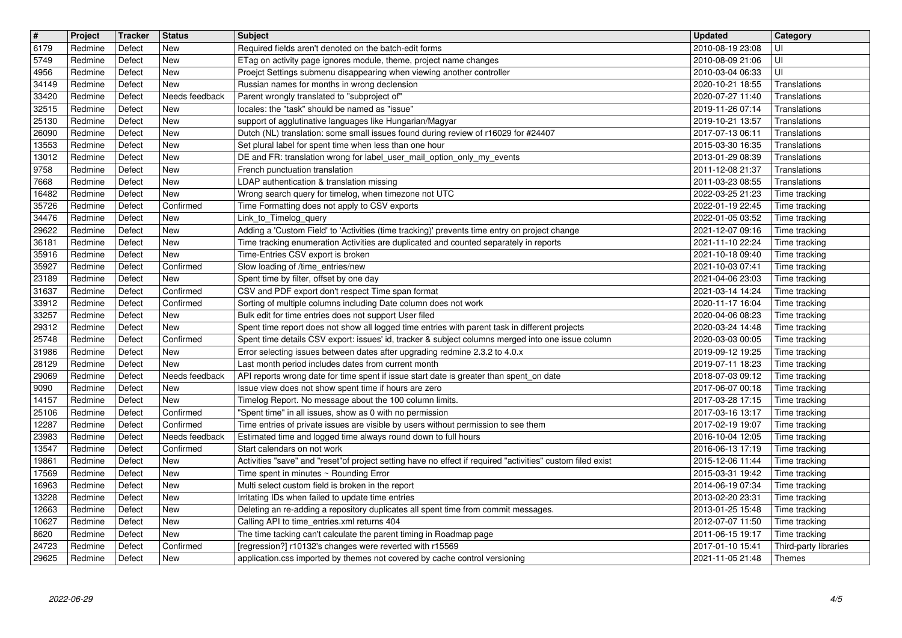| # | Project | Tracker | Status | Subject | Updated | Category |
|---|---|---|---|---|---|---|
| 6179 | Redmine | Defect | New | Required fields aren't denoted on the batch-edit forms | 2010-08-19 23:08 | UI |
| 5749 | Redmine | Defect | New | ETag on activity page ignores module, theme, project name changes | 2010-08-09 21:06 | UI |
| 4956 | Redmine | Defect | New | Proejct Settings submenu disappearing when viewing another controller | 2010-03-04 06:33 | UI |
| 34149 | Redmine | Defect | New | Russian names for months in wrong declension | 2020-10-21 18:55 | Translations |
| 33420 | Redmine | Defect | Needs feedback | Parent wrongly translated to "subproject of" | 2020-07-27 11:40 | Translations |
| 32515 | Redmine | Defect | New | locales: the "task" should be named as "issue" | 2019-11-26 07:14 | Translations |
| 25130 | Redmine | Defect | New | support of agglutinative languages like Hungarian/Magyar | 2019-10-21 13:57 | Translations |
| 26090 | Redmine | Defect | New | Dutch (NL) translation: some small issues found during review of r16029 for #24407 | 2017-07-13 06:11 | Translations |
| 13553 | Redmine | Defect | New | Set plural label for spent time when less than one hour | 2015-03-30 16:35 | Translations |
| 13012 | Redmine | Defect | New | DE and FR: translation wrong for label_user_mail_option_only_my_events | 2013-01-29 08:39 | Translations |
| 9758 | Redmine | Defect | New | French punctuation translation | 2011-12-08 21:37 | Translations |
| 7668 | Redmine | Defect | New | LDAP authentication & translation missing | 2011-03-23 08:55 | Translations |
| 16482 | Redmine | Defect | New | Wrong search query for timelog, when timezone not UTC | 2022-03-25 21:23 | Time tracking |
| 35726 | Redmine | Defect | Confirmed | Time Formatting does not apply to CSV exports | 2022-01-19 22:45 | Time tracking |
| 34476 | Redmine | Defect | New | Link_to_Timelog_query | 2022-01-05 03:52 | Time tracking |
| 29622 | Redmine | Defect | New | Adding a 'Custom Field' to 'Activities (time tracking)' prevents time entry on project change | 2021-12-07 09:16 | Time tracking |
| 36181 | Redmine | Defect | New | Time tracking enumeration Activities are duplicated and counted separately in reports | 2021-11-10 22:24 | Time tracking |
| 35916 | Redmine | Defect | New | Time-Entries CSV export is broken | 2021-10-18 09:40 | Time tracking |
| 35927 | Redmine | Defect | Confirmed | Slow loading of /time_entries/new | 2021-10-03 07:41 | Time tracking |
| 23189 | Redmine | Defect | New | Spent time by filter, offset by one day | 2021-04-06 23:03 | Time tracking |
| 31637 | Redmine | Defect | Confirmed | CSV and PDF export don't respect Time span format | 2021-03-14 14:24 | Time tracking |
| 33912 | Redmine | Defect | Confirmed | Sorting of multiple columns including Date column does not work | 2020-11-17 16:04 | Time tracking |
| 33257 | Redmine | Defect | New | Bulk edit for time entries does not support User filed | 2020-04-06 08:23 | Time tracking |
| 29312 | Redmine | Defect | New | Spent time report does not show all logged time entries with parent task in different projects | 2020-03-24 14:48 | Time tracking |
| 25748 | Redmine | Defect | Confirmed | Spent time details CSV export: issues' id, tracker & subject columns merged into one issue column | 2020-03-03 00:05 | Time tracking |
| 31986 | Redmine | Defect | New | Error selecting issues between dates after upgrading redmine 2.3.2 to 4.0.x | 2019-09-12 19:25 | Time tracking |
| 28129 | Redmine | Defect | New | Last month period includes dates from current month | 2019-07-11 18:23 | Time tracking |
| 29069 | Redmine | Defect | Needs feedback | API reports wrong date for time spent if issue start date is greater than spent_on date | 2018-07-03 09:12 | Time tracking |
| 9090 | Redmine | Defect | New | Issue view does not show spent time if hours are zero | 2017-06-07 00:18 | Time tracking |
| 14157 | Redmine | Defect | New | Timelog Report. No message about the 100 column limits. | 2017-03-28 17:15 | Time tracking |
| 25106 | Redmine | Defect | Confirmed | "Spent time" in all issues, show as 0 with no permission | 2017-03-16 13:17 | Time tracking |
| 12287 | Redmine | Defect | Confirmed | Time entries of private issues are visible by users without permission to see them | 2017-02-19 19:07 | Time tracking |
| 23983 | Redmine | Defect | Needs feedback | Estimated time and logged time always round down to full hours | 2016-10-04 12:05 | Time tracking |
| 13547 | Redmine | Defect | Confirmed | Start calendars on not work | 2016-06-13 17:19 | Time tracking |
| 19861 | Redmine | Defect | New | Activities "save" and "reset"of project setting have no effect if required "activities" custom filed exist | 2015-12-06 11:44 | Time tracking |
| 17569 | Redmine | Defect | New | Time spent in minutes ~ Rounding Error | 2015-03-31 19:42 | Time tracking |
| 16963 | Redmine | Defect | New | Multi select custom field is broken in the report | 2014-06-19 07:34 | Time tracking |
| 13228 | Redmine | Defect | New | Irritating IDs when failed to update time entries | 2013-02-20 23:31 | Time tracking |
| 12663 | Redmine | Defect | New | Deleting an re-adding a repository duplicates all spent time from commit messages. | 2013-01-25 15:48 | Time tracking |
| 10627 | Redmine | Defect | New | Calling API to time_entries.xml returns 404 | 2012-07-07 11:50 | Time tracking |
| 8620 | Redmine | Defect | New | The time tacking can't calculate the parent timing in Roadmap page | 2011-06-15 19:17 | Time tracking |
| 24723 | Redmine | Defect | Confirmed | [regression?] r10132's changes were reverted with r15569 | 2017-01-10 15:41 | Third-party libraries |
| 29625 | Redmine | Defect | New | application.css imported by themes not covered by cache control versioning | 2021-11-05 21:48 | Themes |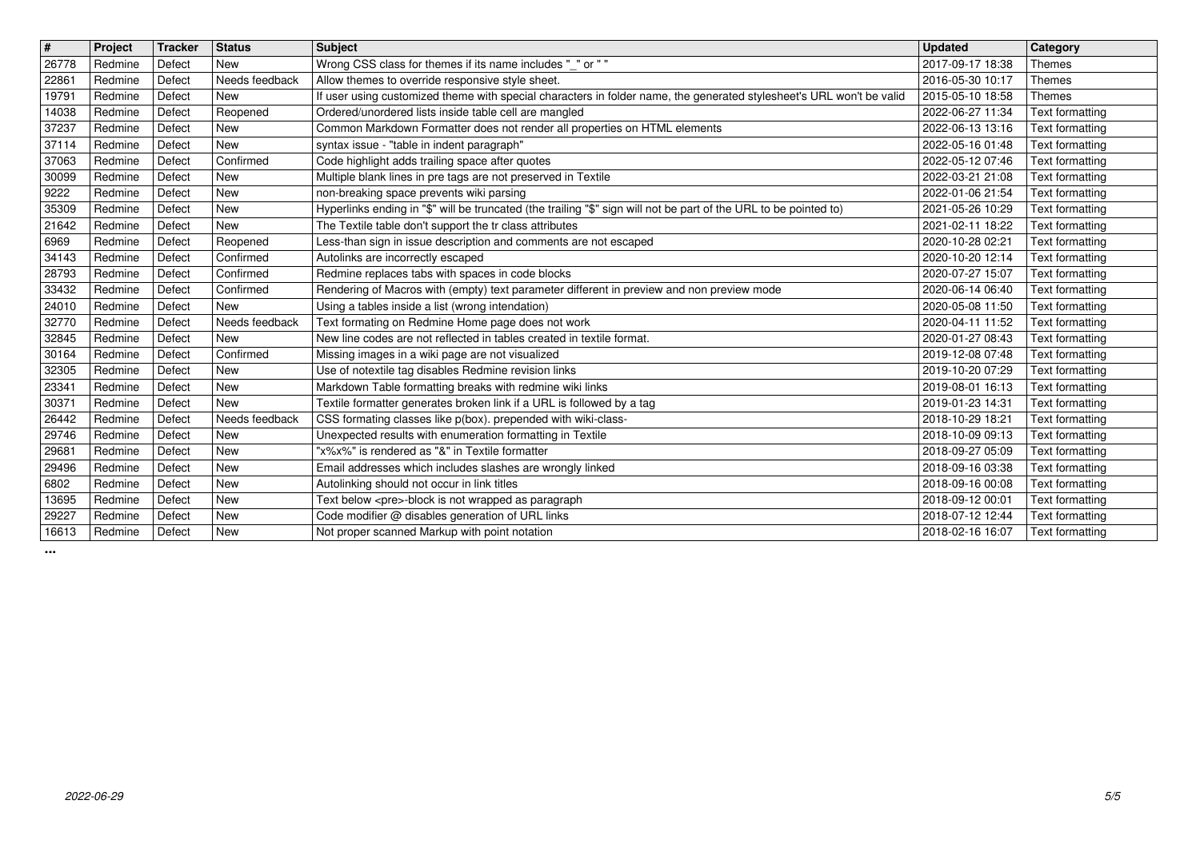| # | Project | Tracker | Status | Subject | Updated | Category |
|---|---|---|---|---|---|---|
| 26778 | Redmine | Defect | New | Wrong CSS class for themes if its name includes "_" or " " | 2017-09-17 18:38 | Themes |
| 22861 | Redmine | Defect | Needs feedback | Allow themes to override responsive style sheet. | 2016-05-30 10:17 | Themes |
| 19791 | Redmine | Defect | New | If user using customized theme with special characters in folder name, the generated stylesheet's URL won't be valid | 2015-05-10 18:58 | Themes |
| 14038 | Redmine | Defect | Reopened | Ordered/unordered lists inside table cell are mangled | 2022-06-27 11:34 | Text formatting |
| 37237 | Redmine | Defect | New | Common Markdown Formatter does not render all properties on HTML elements | 2022-06-13 13:16 | Text formatting |
| 37114 | Redmine | Defect | New | syntax issue - "table in indent paragraph" | 2022-05-16 01:48 | Text formatting |
| 37063 | Redmine | Defect | Confirmed | Code highlight adds trailing space after quotes | 2022-05-12 07:46 | Text formatting |
| 30099 | Redmine | Defect | New | Multiple blank lines in pre tags are not preserved in Textile | 2022-03-21 21:08 | Text formatting |
| 9222 | Redmine | Defect | New | non-breaking space prevents wiki parsing | 2022-01-06 21:54 | Text formatting |
| 35309 | Redmine | Defect | New | Hyperlinks ending in "$" will be truncated (the trailing "$" sign will not be part of the URL to be pointed to) | 2021-05-26 10:29 | Text formatting |
| 21642 | Redmine | Defect | New | The Textile table don't support the tr class attributes | 2021-02-11 18:22 | Text formatting |
| 6969 | Redmine | Defect | Reopened | Less-than sign in issue description and comments are not escaped | 2020-10-28 02:21 | Text formatting |
| 34143 | Redmine | Defect | Confirmed | Autolinks are incorrectly escaped | 2020-10-20 12:14 | Text formatting |
| 28793 | Redmine | Defect | Confirmed | Redmine replaces tabs with spaces in code blocks | 2020-07-27 15:07 | Text formatting |
| 33432 | Redmine | Defect | Confirmed | Rendering of Macros with (empty) text parameter different in preview and non preview mode | 2020-06-14 06:40 | Text formatting |
| 24010 | Redmine | Defect | New | Using a tables inside a list (wrong intendation) | 2020-05-08 11:50 | Text formatting |
| 32770 | Redmine | Defect | Needs feedback | Text formating on Redmine Home page does not work | 2020-04-11 11:52 | Text formatting |
| 32845 | Redmine | Defect | New | New line codes are not reflected in tables created in textile format. | 2020-01-27 08:43 | Text formatting |
| 30164 | Redmine | Defect | Confirmed | Missing images in a wiki page are not visualized | 2019-12-08 07:48 | Text formatting |
| 32305 | Redmine | Defect | New | Use of notextile tag disables Redmine revision links | 2019-10-20 07:29 | Text formatting |
| 23341 | Redmine | Defect | New | Markdown Table formatting breaks with redmine wiki links | 2019-08-01 16:13 | Text formatting |
| 30371 | Redmine | Defect | New | Textile formatter generates broken link if a URL is followed by a tag | 2019-01-23 14:31 | Text formatting |
| 26442 | Redmine | Defect | Needs feedback | CSS formating classes like p(box). prepended with wiki-class- | 2018-10-29 18:21 | Text formatting |
| 29746 | Redmine | Defect | New | Unexpected results with enumeration formatting in Textile | 2018-10-09 09:13 | Text formatting |
| 29681 | Redmine | Defect | New | "x%x%" is rendered as "&" in Textile formatter | 2018-09-27 05:09 | Text formatting |
| 29496 | Redmine | Defect | New | Email addresses which includes slashes are wrongly linked | 2018-09-16 03:38 | Text formatting |
| 6802 | Redmine | Defect | New | Autolinking should not occur in link titles | 2018-09-16 00:08 | Text formatting |
| 13695 | Redmine | Defect | New | Text below <pre>-block is not wrapped as paragraph | 2018-09-12 00:01 | Text formatting |
| 29227 | Redmine | Defect | New | Code modifier @ disables generation of URL links | 2018-07-12 12:44 | Text formatting |
| 16613 | Redmine | Defect | New | Not proper scanned Markup with point notation | 2018-02-16 16:07 | Text formatting |

...